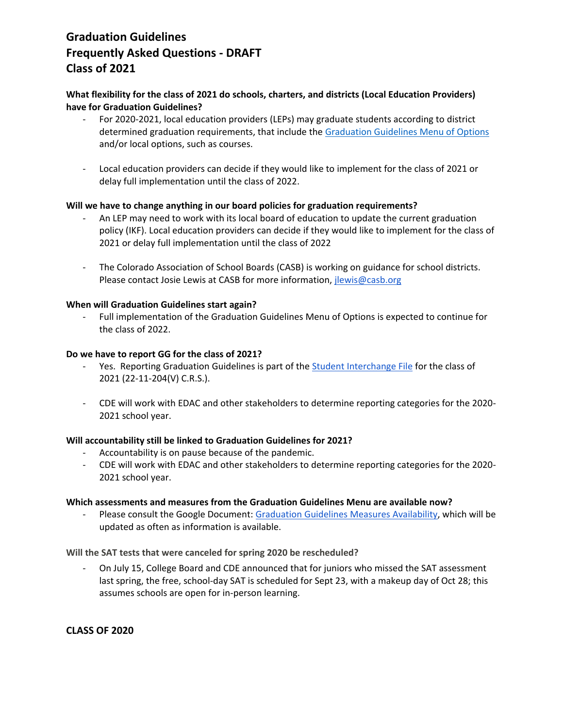# Graduation Guidelines
# Frequently Asked Questions - DRAFT
# Class of 2021

**What flexibility for the class of 2021 do schools, charters, and districts (Local Education Providers) have for Graduation Guidelines?**

- For 2020-2021, local education providers (LEPs) may graduate students according to district determined graduation requirements, that include the [Graduation Guidelines Menu of Options]() and/or local options, such as courses.
- Local education providers can decide if they would like to implement for the class of 2021 or delay full implementation until the class of 2022.

**Will we have to change anything in our board policies for graduation requirements?**

- An LEP may need to work with its local board of education to update the current graduation policy (IKF). Local education providers can decide if they would like to implement for the class of 2021 or delay full implementation until the class of 2022
- The Colorado Association of School Boards (CASB) is working on guidance for school districts. Please contact Josie Lewis at CASB for more information, [jlewis@casb.org](mailto:jlewis@casb.org)

**When will Graduation Guidelines start again?**

- Full implementation of the Graduation Guidelines Menu of Options is expected to continue for the class of 2022.

**Do we have to report GG for the class of 2021?**

- Yes. Reporting Graduation Guidelines is part of the [Student Interchange File]() for the class of 2021 (22-11-204(V) C.R.S.).
- CDE will work with EDAC and other stakeholders to determine reporting categories for the 2020-2021 school year.

**Will accountability still be linked to Graduation Guidelines for 2021?**

- Accountability is on pause because of the pandemic.
- CDE will work with EDAC and other stakeholders to determine reporting categories for the 2020-2021 school year.

**Which assessments and measures from the Graduation Guidelines Menu are available now?**

- Please consult the Google Document: [Graduation Guidelines Measures Availability](), which will be updated as often as information is available.

**Will the SAT tests that were canceled for spring 2020 be rescheduled?**

- On July 15, College Board and CDE announced that for juniors who missed the SAT assessment last spring, the free, school-day SAT is scheduled for Sept 23, with a makeup day of Oct 28; this assumes schools are open for in-person learning.

**CLASS OF 2020**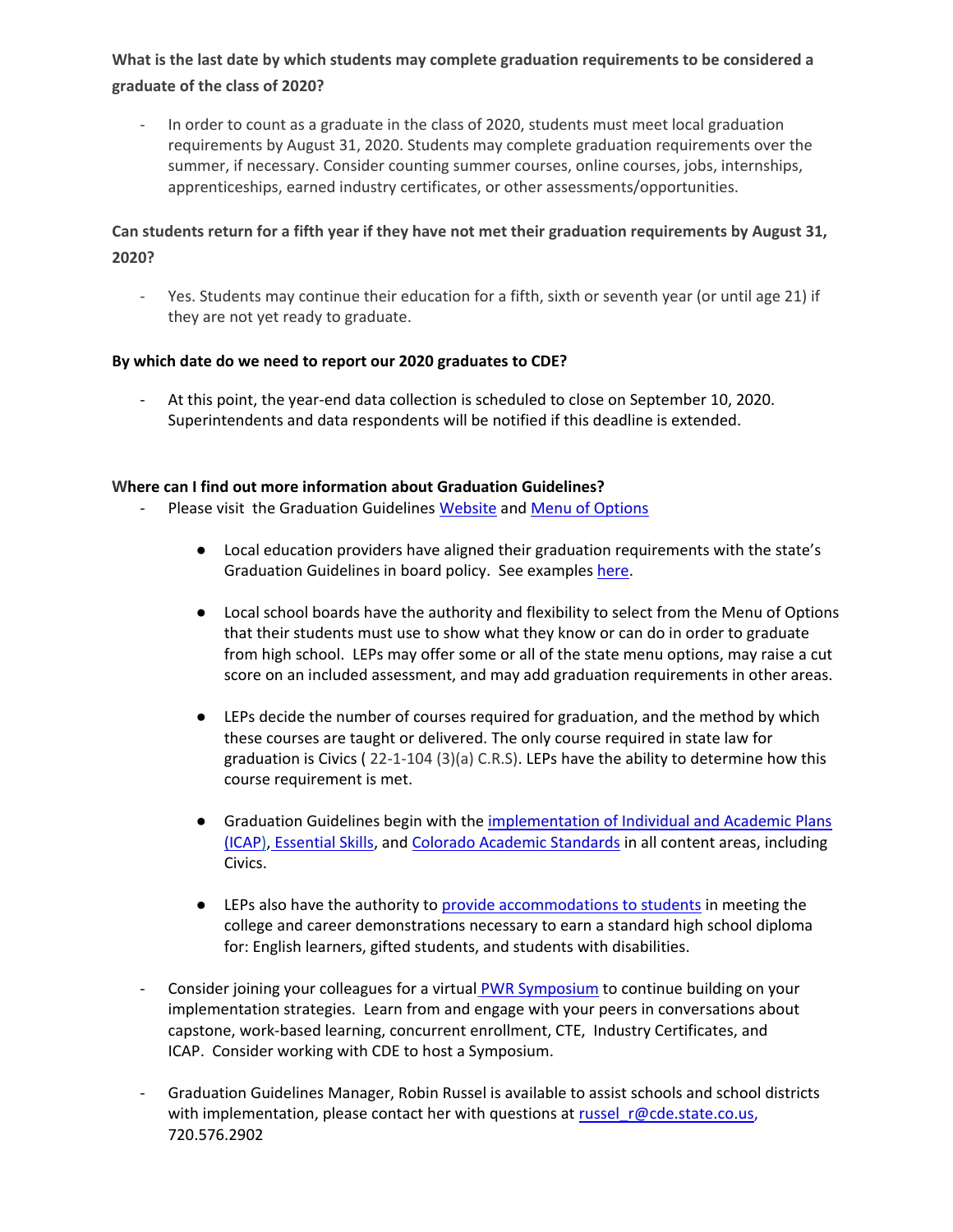**What is the last date by which students may complete graduation requirements to be considered a graduate of the class of 2020?**

- In order to count as a graduate in the class of 2020, students must meet local graduation requirements by August 31, 2020. Students may complete graduation requirements over the summer, if necessary. Consider counting summer courses, online courses, jobs, internships, apprenticeships, earned industry certificates, or other assessments/opportunities.

**Can students return for a fifth year if they have not met their graduation requirements by August 31, 2020?**

- Yes. Students may continue their education for a fifth, sixth or seventh year (or until age 21) if they are not yet ready to graduate.

**By which date do we need to report our 2020 graduates to CDE?**

- At this point, the year-end data collection is scheduled to close on September 10, 2020. Superintendents and data respondents will be notified if this deadline is extended.

**Where can I find out more information about Graduation Guidelines?**

- Please visit the Graduation Guidelines Website and Menu of Options
    - Local education providers have aligned their graduation requirements with the state's Graduation Guidelines in board policy. See examples here.
    - Local school boards have the authority and flexibility to select from the Menu of Options that their students must use to show what they know or can do in order to graduate from high school. LEPs may offer some or all of the state menu options, may raise a cut score on an included assessment, and may add graduation requirements in other areas.
    - LEPs decide the number of courses required for graduation, and the method by which these courses are taught or delivered. The only course required in state law for graduation is Civics ( 22-1-104 (3)(a) C.R.S). LEPs have the ability to determine how this course requirement is met.
    - Graduation Guidelines begin with the implementation of Individual and Academic Plans (ICAP), Essential Skills, and Colorado Academic Standards in all content areas, including Civics.
    - LEPs also have the authority to provide accommodations to students in meeting the college and career demonstrations necessary to earn a standard high school diploma for: English learners, gifted students, and students with disabilities.
- Consider joining your colleagues for a virtual PWR Symposium to continue building on your implementation strategies. Learn from and engage with your peers in conversations about capstone, work-based learning, concurrent enrollment, CTE, Industry Certificates, and ICAP. Consider working with CDE to host a Symposium.
- Graduation Guidelines Manager, Robin Russel is available to assist schools and school districts with implementation, please contact her with questions at russel_r@cde.state.co.us, 720.576.2902